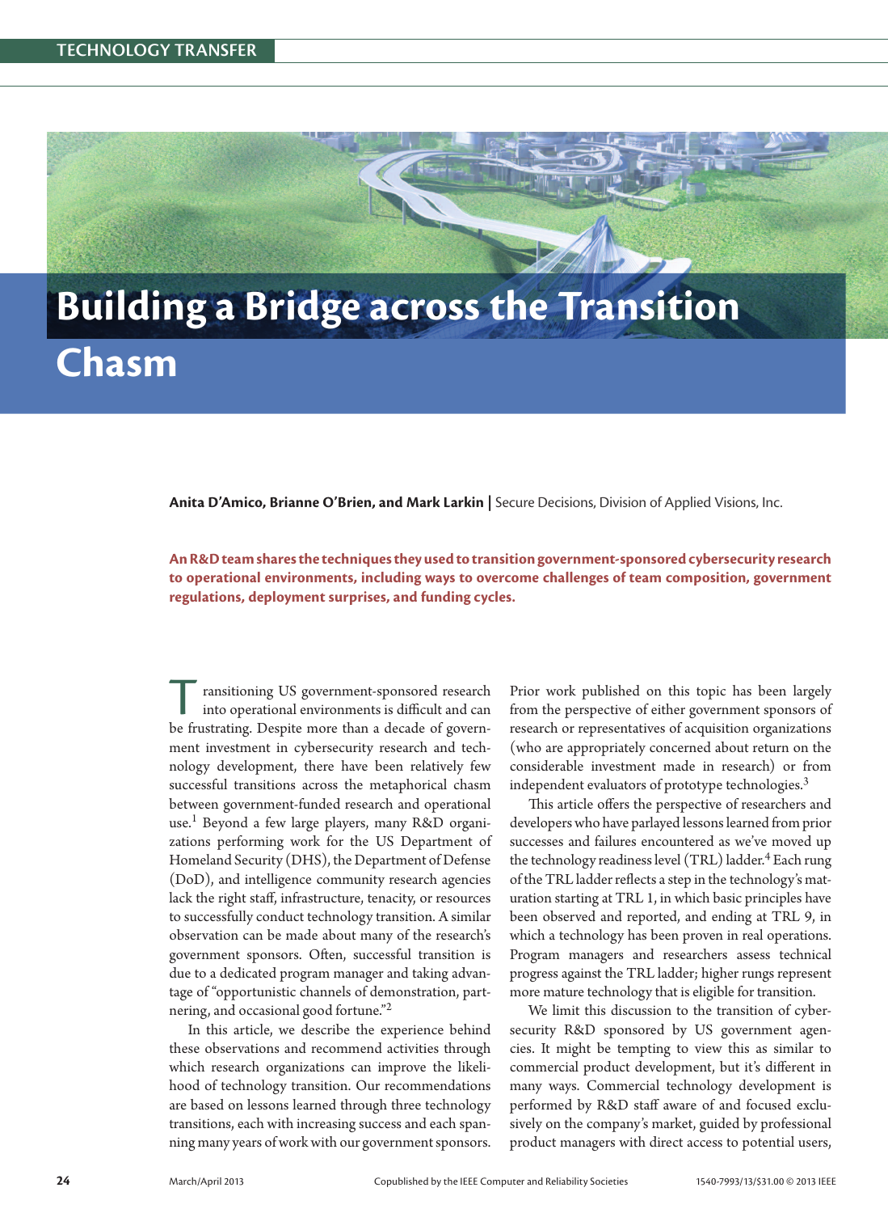# Building a Bridge across the Transition Chasm

**Anita D'Amico, Brianne O'Brien, and Mark Larkin** | Secure Decisions, Division of Applied Visions, Inc.

**An R&D team shares the techniques they used to transition government-sponsored cybersecurity research to operational environments, including ways to overcome challenges of team composition, government regulations, deployment surprises, and funding cycles.**

Transitioning US government-sponsored research into operational environments is difficult and can be frustrating. Despite more than a decade of government investment in cybersecurity research and technology development, there have been relatively few successful transitions across the metaphorical chasm between government-funded research and operational use.[1] Beyond a few large players, many R&D organizations performing work for the US Department of Homeland Security (DHS), the Department of Defense (DoD), and intelligence community research agencies lack the right staff, infrastructure, tenacity, or resources to successfully conduct technology transition. A similar observation can be made about many of the research's government sponsors. Often, successful transition is due to a dedicated program manager and taking advantage of "opportunistic channels of demonstration, partnering, and occasional good fortune."[2]

In this article, we describe the experience behind these observations and recommend activities through which research organizations can improve the likelihood of technology transition. Our recommendations are based on lessons learned through three technology transitions, each with increasing success and each spanning many years of work with our government sponsors.

Prior work published on this topic has been largely from the perspective of either government sponsors of research or representatives of acquisition organizations (who are appropriately concerned about return on the considerable investment made in research) or from independent evaluators of prototype technologies.[3]

This article offers the perspective of researchers and developers who have parlayed lessons learned from prior successes and failures encountered as we've moved up the technology readiness level (TRL) ladder.[4] Each rung of the TRL ladder reflects a step in the technology's maturation starting at TRL 1, in which basic principles have been observed and reported, and ending at TRL 9, in which a technology has been proven in real operations. Program managers and researchers assess technical progress against the TRL ladder; higher rungs represent more mature technology that is eligible for transition.

We limit this discussion to the transition of cybersecurity R&D sponsored by US government agencies. It might be tempting to view this as similar to commercial product development, but it's different in many ways. Commercial technology development is performed by R&D staff aware of and focused exclusively on the company's market, guided by professional product managers with direct access to potential users,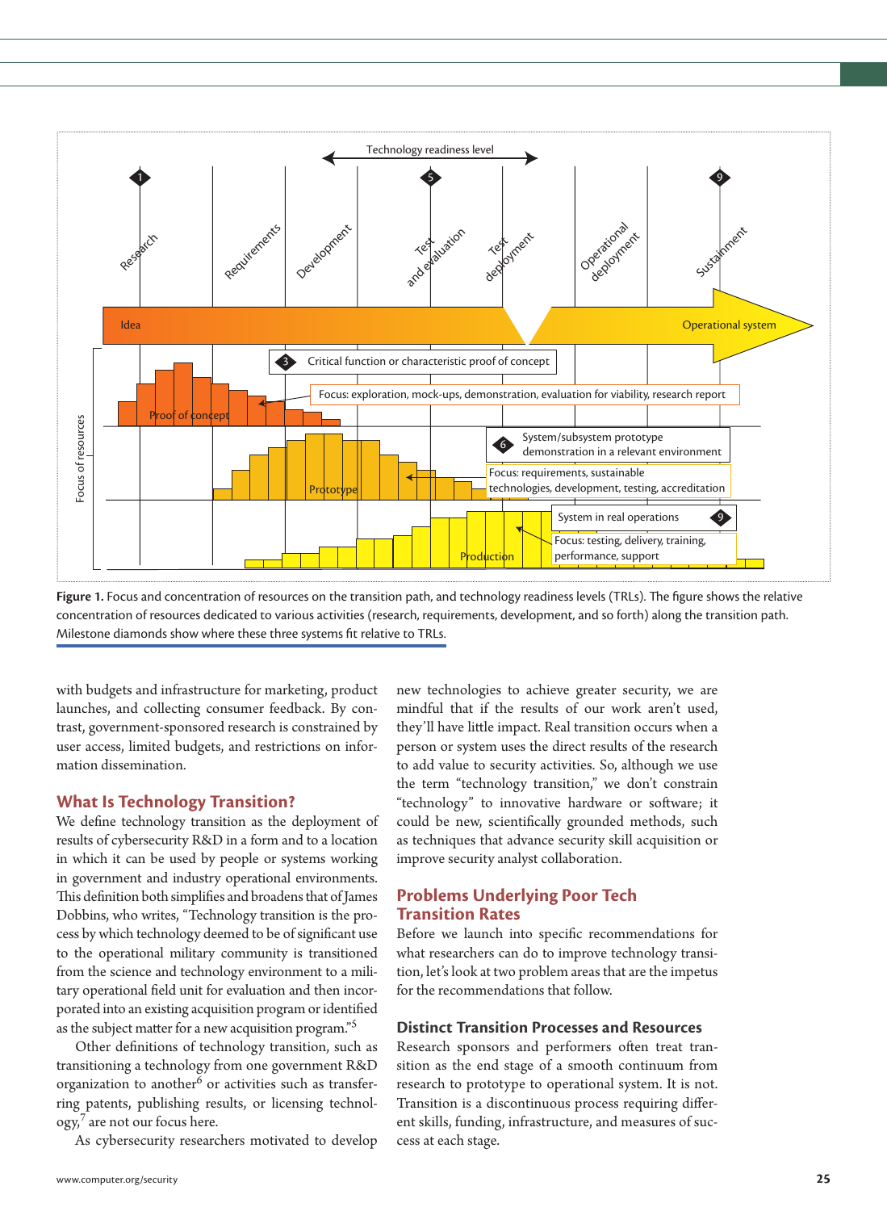**Figure 1.** Focus and concentration of resources on the transition path, and technology readiness levels (TRLs). The figure shows the relative concentration of resources dedicated to various activities (research, requirements, development, and so forth) along the transition path. Milestone diamonds show where these three systems fit relative to TRLs.

with budgets and infrastructure for marketing, product launches, and collecting consumer feedback. By contrast, government-sponsored research is constrained by user access, limited budgets, and restrictions on information dissemination.

## What Is Technology Transition?

We define technology transition as the deployment of results of cybersecurity R&D in a form and to a location in which it can be used by people or systems working in government and industry operational environments. This definition both simplifies and broadens that of James Dobbins, who writes, "Technology transition is the process by which technology deemed to be of significant use to the operational military community is transitioned from the science and technology environment to a military operational field unit for evaluation and then incorporated into an existing acquisition program or identified as the subject matter for a new acquisition program."[5]

Other definitions of technology transition, such as transitioning a technology from one government R&D organization to another[6] or activities such as transferring patents, publishing results, or licensing technology,[7] are not our focus here.

As cybersecurity researchers motivated to develop new technologies to achieve greater security, we are mindful that if the results of our work aren't used, they'll have little impact. Real transition occurs when a person or system uses the direct results of the research to add value to security activities. So, although we use the term "technology transition," we don't constrain "technology" to innovative hardware or software; it could be new, scientifically grounded methods, such as techniques that advance security skill acquisition or improve security analyst collaboration.

## Problems Underlying Poor Tech Transition Rates

Before we launch into specific recommendations for what researchers can do to improve technology transition, let's look at two problem areas that are the impetus for the recommendations that follow.

### Distinct Transition Processes and Resources

Research sponsors and performers often treat transition as the end stage of a smooth continuum from research to prototype to operational system. It is not. Transition is a discontinuous process requiring different skills, funding, infrastructure, and measures of success at each stage.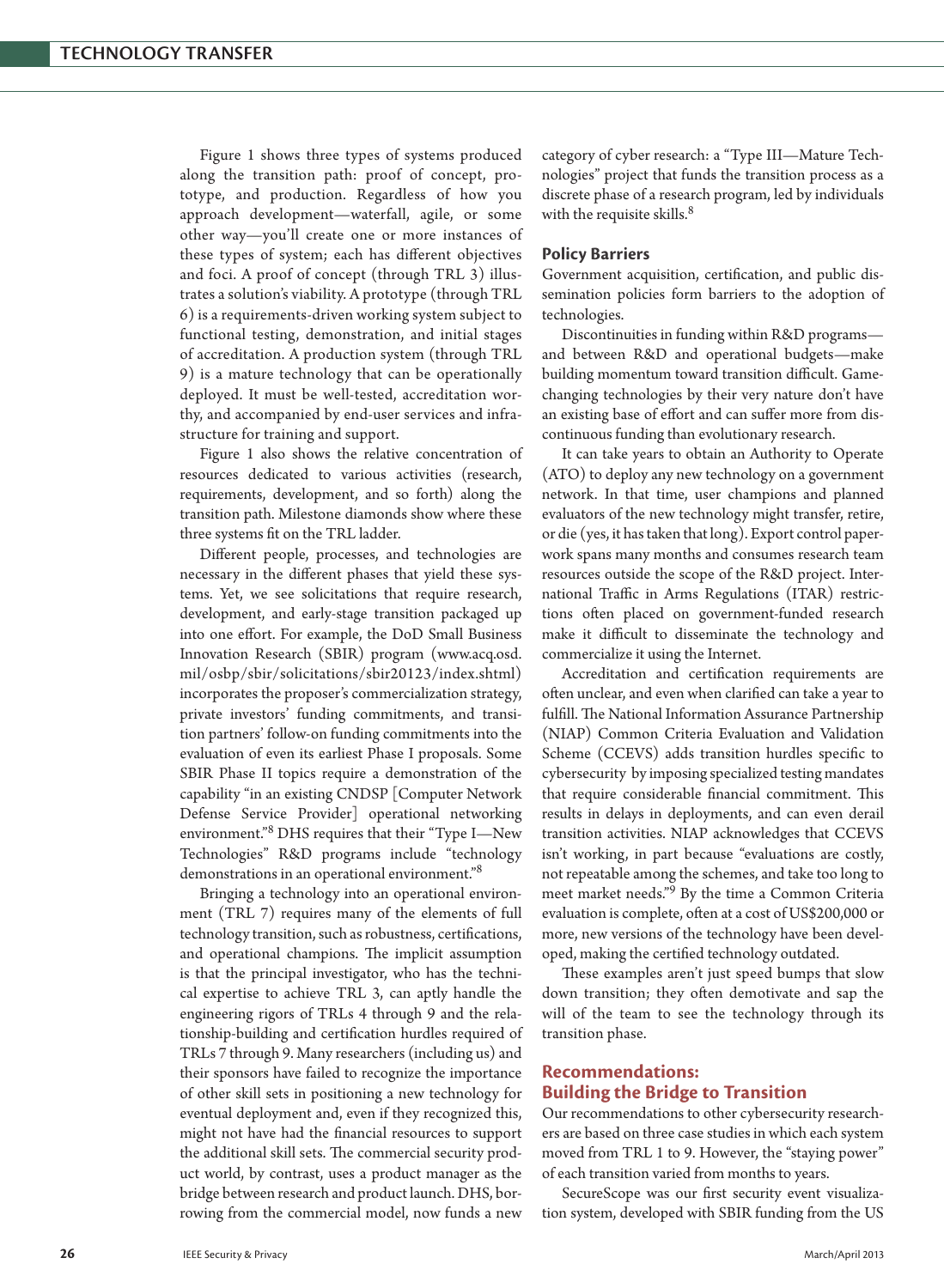Figure 1 shows three types of systems produced along the transition path: proof of concept, prototype, and production. Regardless of how you approach development—waterfall, agile, or some other way—you'll create one or more instances of these types of system; each has different objectives and foci. A proof of concept (through TRL 3) illustrates a solution's viability. A prototype (through TRL 6) is a requirements-driven working system subject to functional testing, demonstration, and initial stages of accreditation. A production system (through TRL 9) is a mature technology that can be operationally deployed. It must be well-tested, accreditation worthy, and accompanied by end-user services and infrastructure for training and support.

Figure 1 also shows the relative concentration of resources dedicated to various activities (research, requirements, development, and so forth) along the transition path. Milestone diamonds show where these three systems fit on the TRL ladder.

Different people, processes, and technologies are necessary in the different phases that yield these systems. Yet, we see solicitations that require research, development, and early-stage transition packaged up into one effort. For example, the DoD Small Business Innovation Research (SBIR) program (www.acq.osd.mil/osbp/sbir/solicitations/sbir20123/index.shtml) incorporates the proposer's commercialization strategy, private investors' funding commitments, and transition partners' follow-on funding commitments into the evaluation of even its earliest Phase I proposals. Some SBIR Phase II topics require a demonstration of the capability "in an existing CNDSP [Computer Network Defense Service Provider] operational networking environment."[8] DHS requires that their "Type I—New Technologies" R&D programs include "technology demonstrations in an operational environment."[8]

Bringing a technology into an operational environment (TRL 7) requires many of the elements of full technology transition, such as robustness, certifications, and operational champions. The implicit assumption is that the principal investigator, who has the technical expertise to achieve TRL 3, can aptly handle the engineering rigors of TRLs 4 through 9 and the relationship-building and certification hurdles required of TRLs 7 through 9. Many researchers (including us) and their sponsors have failed to recognize the importance of other skill sets in positioning a new technology for eventual deployment and, even if they recognized this, might not have had the financial resources to support the additional skill sets. The commercial security product world, by contrast, uses a product manager as the bridge between research and product launch. DHS, borrowing from the commercial model, now funds a new category of cyber research: a "Type III—Mature Technologies" project that funds the transition process as a discrete phase of a research program, led by individuals with the requisite skills.[8]

### Policy Barriers

Government acquisition, certification, and public dissemination policies form barriers to the adoption of technologies.

Discontinuities in funding within R&D programs—and between R&D and operational budgets—make building momentum toward transition difficult. Game-changing technologies by their very nature don't have an existing base of effort and can suffer more from discontinuous funding than evolutionary research.

It can take years to obtain an Authority to Operate (ATO) to deploy any new technology on a government network. In that time, user champions and planned evaluators of the new technology might transfer, retire, or die (yes, it has taken that long). Export control paperwork spans many months and consumes research team resources outside the scope of the R&D project. International Traffic in Arms Regulations (ITAR) restrictions often placed on government-funded research make it difficult to disseminate the technology and commercialize it using the Internet.

Accreditation and certification requirements are often unclear, and even when clarified can take a year to fulfill. The National Information Assurance Partnership (NIAP) Common Criteria Evaluation and Validation Scheme (CCEVS) adds transition hurdles specific to cybersecurity by imposing specialized testing mandates that require considerable financial commitment. This results in delays in deployments, and can even derail transition activities. NIAP acknowledges that CCEVS isn't working, in part because "evaluations are costly, not repeatable among the schemes, and take too long to meet market needs."[9] By the time a Common Criteria evaluation is complete, often at a cost of US$200,000 or more, new versions of the technology have been developed, making the certified technology outdated.

These examples aren't just speed bumps that slow down transition; they often demotivate and sap the will of the team to see the technology through its transition phase.

## Recommendations: Building the Bridge to Transition

Our recommendations to other cybersecurity researchers are based on three case studies in which each system moved from TRL 1 to 9. However, the "staying power" of each transition varied from months to years.

SecureScope was our first security event visualization system, developed with SBIR funding from the US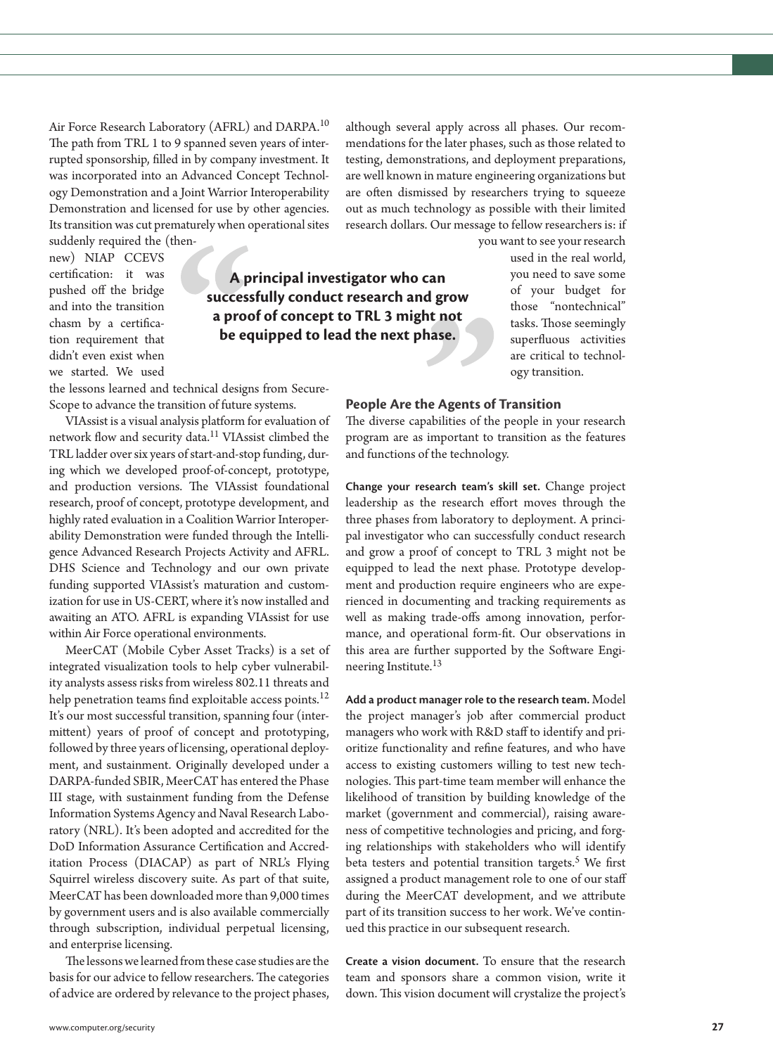Air Force Research Laboratory (AFRL) and DARPA.[10] The path from TRL 1 to 9 spanned seven years of interrupted sponsorship, filled in by company investment. It was incorporated into an Advanced Concept Technology Demonstration and a Joint Warrior Interoperability Demonstration and licensed for use by other agencies. Its transition was cut prematurely when operational sites suddenly required the (then-new) NIAP CCEVS certification: it was pushed off the bridge and into the transition chasm by a certification requirement that didn't even exist when we started. We used the lessons learned and technical designs from SecureScope to advance the transition of future systems.

VIAssist is a visual analysis platform for evaluation of network flow and security data.[11] VIAssist climbed the TRL ladder over six years of start-and-stop funding, during which we developed proof-of-concept, prototype, and production versions. The VIAssist foundational research, proof of concept, prototype development, and highly rated evaluation in a Coalition Warrior Interoperability Demonstration were funded through the Intelligence Advanced Research Projects Activity and AFRL. DHS Science and Technology and our own private funding supported VIAssist's maturation and customization for use in US-CERT, where it's now installed and awaiting an ATO. AFRL is expanding VIAssist for use within Air Force operational environments.

MeerCAT (Mobile Cyber Asset Tracks) is a set of integrated visualization tools to help cyber vulnerability analysts assess risks from wireless 802.11 threats and help penetration teams find exploitable access points.[12] It's our most successful transition, spanning four (intermittent) years of proof of concept and prototyping, followed by three years of licensing, operational deployment, and sustainment. Originally developed under a DARPA-funded SBIR, MeerCAT has entered the Phase III stage, with sustainment funding from the Defense Information Systems Agency and Naval Research Laboratory (NRL). It's been adopted and accredited for the DoD Information Assurance Certification and Accreditation Process (DIACAP) as part of NRL's Flying Squirrel wireless discovery suite. As part of that suite, MeerCAT has been downloaded more than 9,000 times by government users and is also available commercially through subscription, individual perpetual licensing, and enterprise licensing.

The lessons we learned from these case studies are the basis for our advice to fellow researchers. The categories of advice are ordered by relevance to the project phases, although several apply across all phases. Our recommendations for the later phases, such as those related to testing, demonstrations, and deployment preparations, are well known in mature engineering organizations but are often dismissed by researchers trying to squeeze out as much technology as possible with their limited research dollars. Our message to fellow researchers is: if you want to see your research used in the real world, you need to save some of your budget for those "nontechnical" tasks. Those seemingly superfluous activities are critical to technology transition.

> **A principal investigator who can successfully conduct research and grow a proof of concept to TRL 3 might not be equipped to lead the next phase.**

## People Are the Agents of Transition

The diverse capabilities of the people in your research program are as important to transition as the features and functions of the technology.

**Change your research team's skill set.** Change project leadership as the research effort moves through the three phases from laboratory to deployment. A principal investigator who can successfully conduct research and grow a proof of concept to TRL 3 might not be equipped to lead the next phase. Prototype development and production require engineers who are experienced in documenting and tracking requirements as well as making trade-offs among innovation, performance, and operational form-fit. Our observations in this area are further supported by the Software Engineering Institute.[13]

**Add a product manager role to the research team.** Model the project manager's job after commercial product managers who work with R&D staff to identify and prioritize functionality and refine features, and who have access to existing customers willing to test new technologies. This part-time team member will enhance the likelihood of transition by building knowledge of the market (government and commercial), raising awareness of competitive technologies and pricing, and forging relationships with stakeholders who will identify beta testers and potential transition targets.[5] We first assigned a product management role to one of our staff during the MeerCAT development, and we attribute part of its transition success to her work. We've continued this practice in our subsequent research.

**Create a vision document.** To ensure that the research team and sponsors share a common vision, write it down. This vision document will crystalize the project's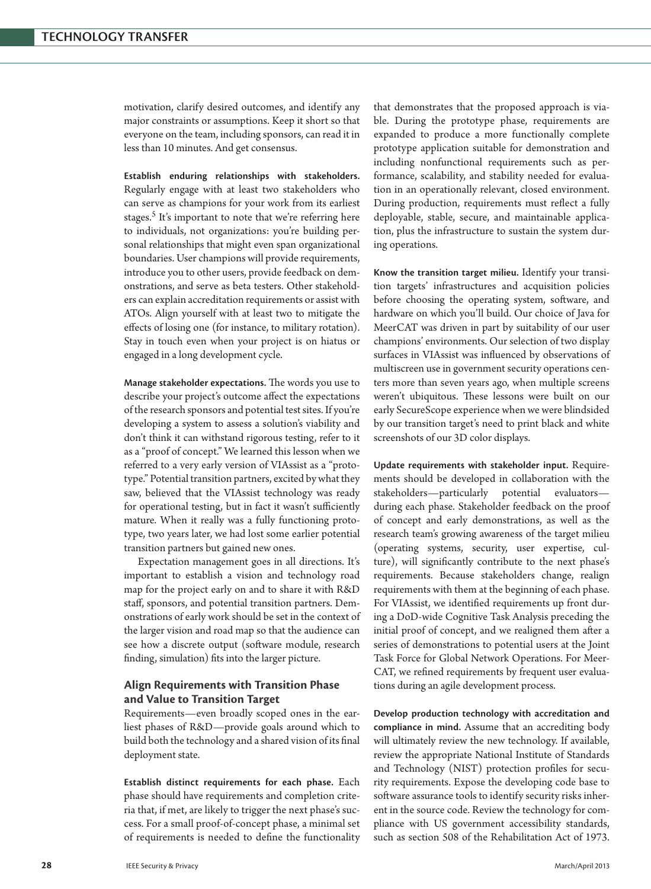motivation, clarify desired outcomes, and identify any major constraints or assumptions. Keep it short so that everyone on the team, including sponsors, can read it in less than 10 minutes. And get consensus.

**Establish enduring relationships with stakeholders.** Regularly engage with at least two stakeholders who can serve as champions for your work from its earliest stages.[5] It's important to note that we're referring here to individuals, not organizations: you're building personal relationships that might even span organizational boundaries. User champions will provide requirements, introduce you to other users, provide feedback on demonstrations, and serve as beta testers. Other stakeholders can explain accreditation requirements or assist with ATOs. Align yourself with at least two to mitigate the effects of losing one (for instance, to military rotation). Stay in touch even when your project is on hiatus or engaged in a long development cycle.

**Manage stakeholder expectations.** The words you use to describe your project's outcome affect the expectations of the research sponsors and potential test sites. If you're developing a system to assess a solution's viability and don't think it can withstand rigorous testing, refer to it as a "proof of concept." We learned this lesson when we referred to a very early version of VIAssist as a "prototype." Potential transition partners, excited by what they saw, believed that the VIAssist technology was ready for operational testing, but in fact it wasn't sufficiently mature. When it really was a fully functioning prototype, two years later, we had lost some earlier potential transition partners but gained new ones.

Expectation management goes in all directions. It's important to establish a vision and technology road map for the project early on and to share it with R&D staff, sponsors, and potential transition partners. Demonstrations of early work should be set in the context of the larger vision and road map so that the audience can see how a discrete output (software module, research finding, simulation) fits into the larger picture.

## Align Requirements with Transition Phase and Value to Transition Target

Requirements—even broadly scoped ones in the earliest phases of R&D—provide goals around which to build both the technology and a shared vision of its final deployment state.

**Establish distinct requirements for each phase.** Each phase should have requirements and completion criteria that, if met, are likely to trigger the next phase's success. For a small proof-of-concept phase, a minimal set of requirements is needed to define the functionality that demonstrates that the proposed approach is viable. During the prototype phase, requirements are expanded to produce a more functionally complete prototype application suitable for demonstration and including nonfunctional requirements such as performance, scalability, and stability needed for evaluation in an operationally relevant, closed environment. During production, requirements must reflect a fully deployable, stable, secure, and maintainable application, plus the infrastructure to sustain the system during operations.

**Know the transition target milieu.** Identify your transition targets' infrastructures and acquisition policies before choosing the operating system, software, and hardware on which you'll build. Our choice of Java for MeerCAT was driven in part by suitability of our user champions' environments. Our selection of two display surfaces in VIAssist was influenced by observations of multiscreen use in government security operations centers more than seven years ago, when multiple screens weren't ubiquitous. These lessons were built on our early SecureScope experience when we were blindsided by our transition target's need to print black and white screenshots of our 3D color displays.

**Update requirements with stakeholder input.** Requirements should be developed in collaboration with the stakeholders—particularly potential evaluators—during each phase. Stakeholder feedback on the proof of concept and early demonstrations, as well as the research team's growing awareness of the target milieu (operating systems, security, user expertise, culture), will significantly contribute to the next phase's requirements. Because stakeholders change, realign requirements with them at the beginning of each phase. For VIAssist, we identified requirements up front during a DoD-wide Cognitive Task Analysis preceding the initial proof of concept, and we realigned them after a series of demonstrations to potential users at the Joint Task Force for Global Network Operations. For MeerCAT, we refined requirements by frequent user evaluations during an agile development process.

**Develop production technology with accreditation and compliance in mind.** Assume that an accrediting body will ultimately review the new technology. If available, review the appropriate National Institute of Standards and Technology (NIST) protection profiles for security requirements. Expose the developing code base to software assurance tools to identify security risks inherent in the source code. Review the technology for compliance with US government accessibility standards, such as section 508 of the Rehabilitation Act of 1973.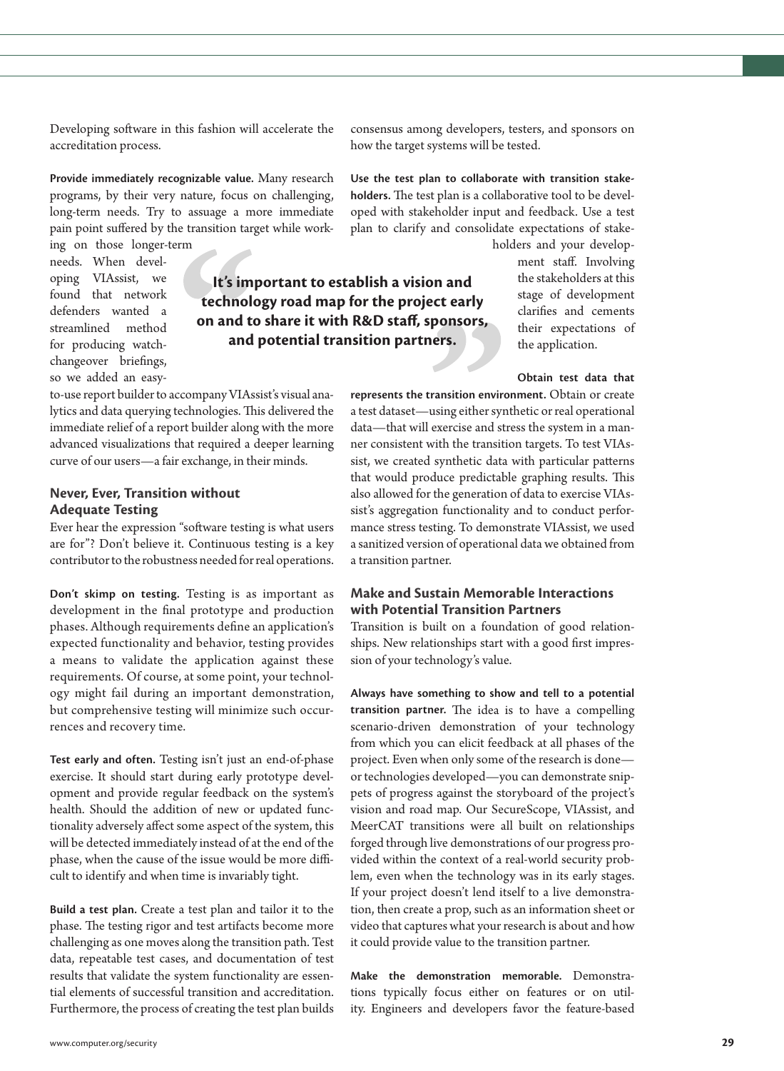Developing software in this fashion will accelerate the accreditation process.

**Provide immediately recognizable value.** Many research programs, by their very nature, focus on challenging, long-term needs. Try to assuage a more immediate pain point suffered by the transition target while working on those longer-term needs. When developing VIAssist, we found that network defenders wanted a streamlined method for producing watch-changeover briefings, so we added an easy-to-use report builder to accompany VIAssist's visual analytics and data querying technologies. This delivered the immediate relief of a report builder along with the more advanced visualizations that required a deeper learning curve of our users—a fair exchange, in their minds.

> **It's important to establish a vision and technology road map for the project early on and to share it with R&D staff, sponsors, and potential transition partners.**

## Never, Ever, Transition without Adequate Testing

Ever hear the expression "software testing is what users are for"? Don't believe it. Continuous testing is a key contributor to the robustness needed for real operations.

**Don't skimp on testing.** Testing is as important as development in the final prototype and production phases. Although requirements define an application's expected functionality and behavior, testing provides a means to validate the application against these requirements. Of course, at some point, your technology might fail during an important demonstration, but comprehensive testing will minimize such occurrences and recovery time.

**Test early and often.** Testing isn't just an end-of-phase exercise. It should start during early prototype development and provide regular feedback on the system's health. Should the addition of new or updated functionality adversely affect some aspect of the system, this will be detected immediately instead of at the end of the phase, when the cause of the issue would be more difficult to identify and when time is invariably tight.

**Build a test plan.** Create a test plan and tailor it to the phase. The testing rigor and test artifacts become more challenging as one moves along the transition path. Test data, repeatable test cases, and documentation of test results that validate the system functionality are essential elements of successful transition and accreditation. Furthermore, the process of creating the test plan builds consensus among developers, testers, and sponsors on how the target systems will be tested.

**Use the test plan to collaborate with transition stakeholders.** The test plan is a collaborative tool to be developed with stakeholder input and feedback. Use a test plan to clarify and consolidate expectations of stakeholders and your development staff. Involving the stakeholders at this stage of development clarifies and cements their expectations of the application.

**Obtain test data that represents the transition environment.** Obtain or create a test dataset—using either synthetic or real operational data—that will exercise and stress the system in a manner consistent with the transition targets. To test VIAssist, we created synthetic data with particular patterns that would produce predictable graphing results. This also allowed for the generation of data to exercise VIAssist's aggregation functionality and to conduct performance stress testing. To demonstrate VIAssist, we used a sanitized version of operational data we obtained from a transition partner.

## Make and Sustain Memorable Interactions with Potential Transition Partners

Transition is built on a foundation of good relationships. New relationships start with a good first impression of your technology's value.

**Always have something to show and tell to a potential transition partner.** The idea is to have a compelling scenario-driven demonstration of your technology from which you can elicit feedback at all phases of the project. Even when only some of the research is done—or technologies developed—you can demonstrate snippets of progress against the storyboard of the project's vision and road map. Our SecureScope, VIAssist, and MeerCAT transitions were all built on relationships forged through live demonstrations of our progress provided within the context of a real-world security problem, even when the technology was in its early stages. If your project doesn't lend itself to a live demonstration, then create a prop, such as an information sheet or video that captures what your research is about and how it could provide value to the transition partner.

**Make the demonstration memorable.** Demonstrations typically focus either on features or on utility. Engineers and developers favor the feature-based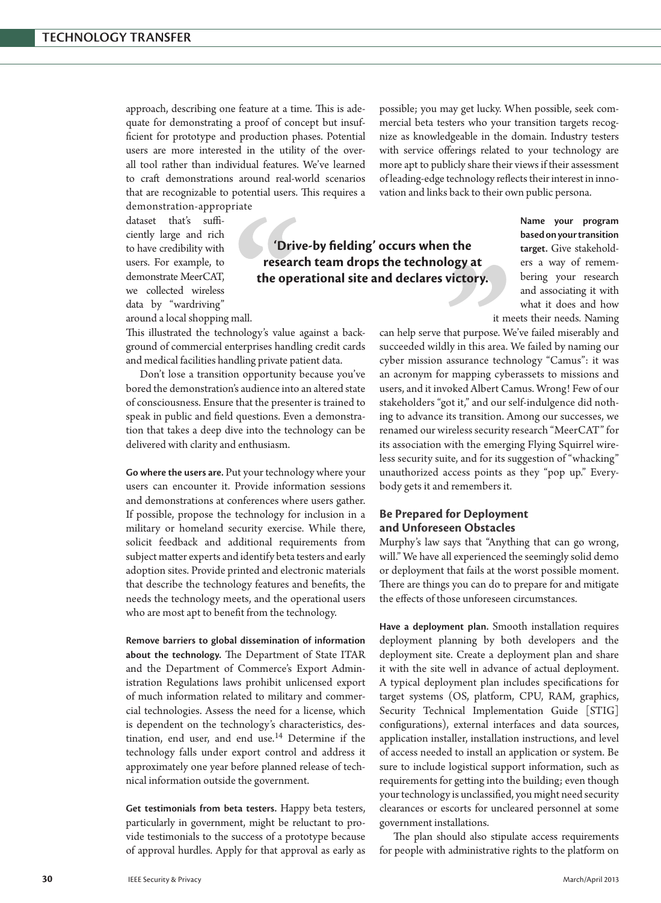approach, describing one feature at a time. This is adequate for demonstrating a proof of concept but insufficient for prototype and production phases. Potential users are more interested in the utility of the overall tool rather than individual features. We've learned to craft demonstrations around real-world scenarios that are recognizable to potential users. This requires a demonstration-appropriate dataset that's sufficiently large and rich to have credibility with users. For example, to demonstrate MeerCAT, we collected wireless data by "wardriving" around a local shopping mall. This illustrated the technology's value against a background of commercial enterprises handling credit cards and medical facilities handling private patient data.

Don't lose a transition opportunity because you've bored the demonstration's audience into an altered state of consciousness. Ensure that the presenter is trained to speak in public and field questions. Even a demonstration that takes a deep dive into the technology can be delivered with clarity and enthusiasm.

**Go where the users are.** Put your technology where your users can encounter it. Provide information sessions and demonstrations at conferences where users gather. If possible, propose the technology for inclusion in a military or homeland security exercise. While there, solicit feedback and additional requirements from subject matter experts and identify beta testers and early adoption sites. Provide printed and electronic materials that describe the technology features and benefits, the needs the technology meets, and the operational users who are most apt to benefit from the technology.

**Remove barriers to global dissemination of information about the technology.** The Department of State ITAR and the Department of Commerce's Export Administration Regulations laws prohibit unlicensed export of much information related to military and commercial technologies. Assess the need for a license, which is dependent on the technology's characteristics, destination, end user, and end use.[14] Determine if the technology falls under export control and address it approximately one year before planned release of technical information outside the government.

**Get testimonials from beta testers.** Happy beta testers, particularly in government, might be reluctant to provide testimonials to the success of a prototype because of approval hurdles. Apply for that approval as early as possible; you may get lucky. When possible, seek commercial beta testers who your transition targets recognize as knowledgeable in the domain. Industry testers with service offerings related to your technology are more apt to publicly share their views if their assessment of leading-edge technology reflects their interest in innovation and links back to their own public persona.

> **'Drive-by fielding' occurs when the research team drops the technology at the operational site and declares victory.**

**Name your program based on your transition target.** Give stakeholders a way of remembering your research and associating it with what it does and how it meets their needs. Naming can help serve that purpose. We've failed miserably and succeeded wildly in this area. We failed by naming our cyber mission assurance technology "Camus": it was an acronym for mapping cyberassets to missions and users, and it invoked Albert Camus. Wrong! Few of our stakeholders "got it," and our self-indulgence did nothing to advance its transition. Among our successes, we renamed our wireless security research "MeerCAT" for its association with the emerging Flying Squirrel wireless security suite, and for its suggestion of "whacking" unauthorized access points as they "pop up." Everybody gets it and remembers it.

## Be Prepared for Deployment and Unforeseen Obstacles

Murphy's law says that "Anything that can go wrong, will." We have all experienced the seemingly solid demo or deployment that fails at the worst possible moment. There are things you can do to prepare for and mitigate the effects of those unforeseen circumstances.

**Have a deployment plan.** Smooth installation requires deployment planning by both developers and the deployment site. Create a deployment plan and share it with the site well in advance of actual deployment. A typical deployment plan includes specifications for target systems (OS, platform, CPU, RAM, graphics, Security Technical Implementation Guide [STIG] configurations), external interfaces and data sources, application installer, installation instructions, and level of access needed to install an application or system. Be sure to include logistical support information, such as requirements for getting into the building; even though your technology is unclassified, you might need security clearances or escorts for uncleared personnel at some government installations.

The plan should also stipulate access requirements for people with administrative rights to the platform on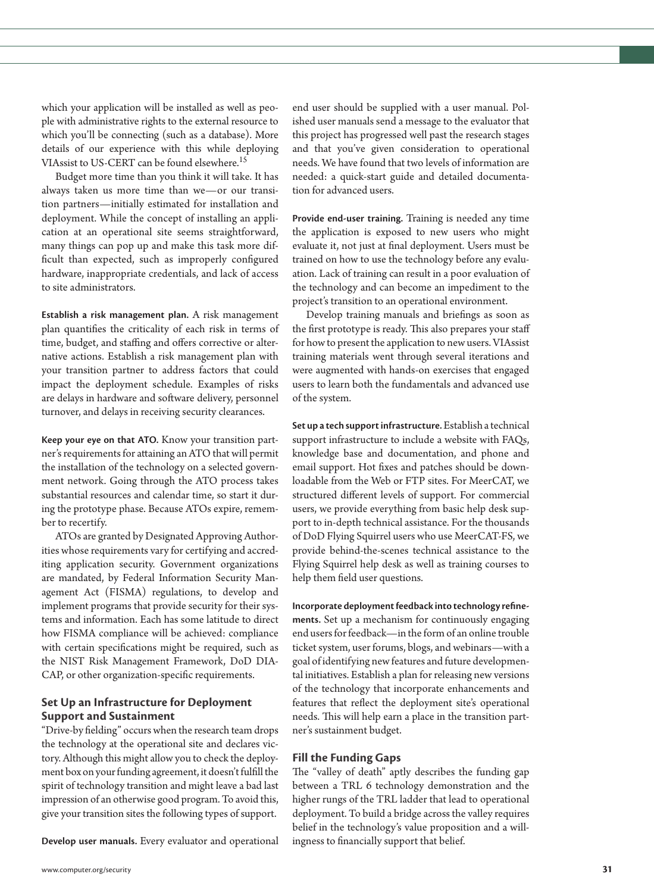which your application will be installed as well as people with administrative rights to the external resource to which you'll be connecting (such as a database). More details of our experience with this while deploying VIAssist to US-CERT can be found elsewhere.[15]

Budget more time than you think it will take. It has always taken us more time than we—or our transition partners—initially estimated for installation and deployment. While the concept of installing an application at an operational site seems straightforward, many things can pop up and make this task more difficult than expected, such as improperly configured hardware, inappropriate credentials, and lack of access to site administrators.

**Establish a risk management plan.** A risk management plan quantifies the criticality of each risk in terms of time, budget, and staffing and offers corrective or alternative actions. Establish a risk management plan with your transition partner to address factors that could impact the deployment schedule. Examples of risks are delays in hardware and software delivery, personnel turnover, and delays in receiving security clearances.

**Keep your eye on that ATO.** Know your transition partner's requirements for attaining an ATO that will permit the installation of the technology on a selected government network. Going through the ATO process takes substantial resources and calendar time, so start it during the prototype phase. Because ATOs expire, remember to recertify.

ATOs are granted by Designated Approving Authorities whose requirements vary for certifying and accrediting application security. Government organizations are mandated, by Federal Information Security Management Act (FISMA) regulations, to develop and implement programs that provide security for their systems and information. Each has some latitude to direct how FISMA compliance will be achieved: compliance with certain specifications might be required, such as the NIST Risk Management Framework, DoD DIACAP, or other organization-specific requirements.

### Set Up an Infrastructure for Deployment Support and Sustainment

"Drive-by fielding" occurs when the research team drops the technology at the operational site and declares victory. Although this might allow you to check the deployment box on your funding agreement, it doesn't fulfill the spirit of technology transition and might leave a bad last impression of an otherwise good program. To avoid this, give your transition sites the following types of support.

**Develop user manuals.** Every evaluator and operational end user should be supplied with a user manual. Polished user manuals send a message to the evaluator that this project has progressed well past the research stages and that you've given consideration to operational needs. We have found that two levels of information are needed: a quick-start guide and detailed documentation for advanced users.

**Provide end-user training.** Training is needed any time the application is exposed to new users who might evaluate it, not just at final deployment. Users must be trained on how to use the technology before any evaluation. Lack of training can result in a poor evaluation of the technology and can become an impediment to the project's transition to an operational environment.

Develop training manuals and briefings as soon as the first prototype is ready. This also prepares your staff for how to present the application to new users. VIAssist training materials went through several iterations and were augmented with hands-on exercises that engaged users to learn both the fundamentals and advanced use of the system.

**Set up a tech support infrastructure.** Establish a technical support infrastructure to include a website with FAQs, knowledge base and documentation, and phone and email support. Hot fixes and patches should be downloadable from the Web or FTP sites. For MeerCAT, we structured different levels of support. For commercial users, we provide everything from basic help desk support to in-depth technical assistance. For the thousands of DoD Flying Squirrel users who use MeerCAT-FS, we provide behind-the-scenes technical assistance to the Flying Squirrel help desk as well as training courses to help them field user questions.

**Incorporate deployment feedback into technology refinements.** Set up a mechanism for continuously engaging end users for feedback—in the form of an online trouble ticket system, user forums, blogs, and webinars—with a goal of identifying new features and future developmental initiatives. Establish a plan for releasing new versions of the technology that incorporate enhancements and features that reflect the deployment site's operational needs. This will help earn a place in the transition partner's sustainment budget.

### Fill the Funding Gaps

The "valley of death" aptly describes the funding gap between a TRL 6 technology demonstration and the higher rungs of the TRL ladder that lead to operational deployment. To build a bridge across the valley requires belief in the technology's value proposition and a willingness to financially support that belief.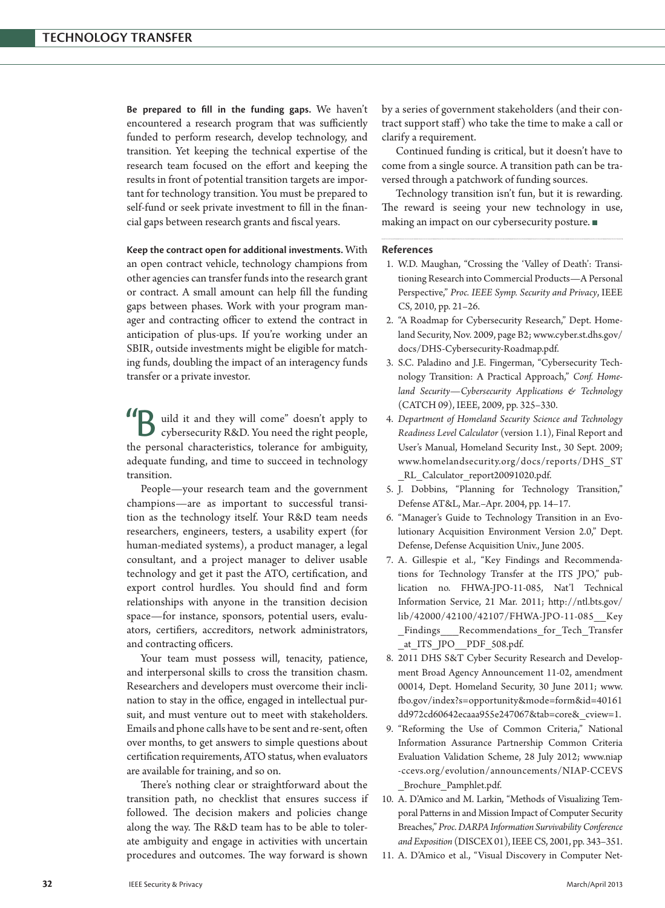**Be prepared to fill in the funding gaps.** We haven't encountered a research program that was sufficiently funded to perform research, develop technology, and transition. Yet keeping the technical expertise of the research team focused on the effort and keeping the results in front of potential transition targets are important for technology transition. You must be prepared to self-fund or seek private investment to fill in the financial gaps between research grants and fiscal years.

**Keep the contract open for additional investments.** With an open contract vehicle, technology champions from other agencies can transfer funds into the research grant or contract. A small amount can help fill the funding gaps between phases. Work with your program manager and contracting officer to extend the contract in anticipation of plus-ups. If you're working under an SBIR, outside investments might be eligible for matching funds, doubling the impact of an interagency funds transfer or a private investor.

"Build it and they will come" doesn't apply to cybersecurity R&D. You need the right people, the personal characteristics, tolerance for ambiguity, adequate funding, and time to succeed in technology transition.

People—your research team and the government champions—are as important to successful transition as the technology itself. Your R&D team needs researchers, engineers, testers, a usability expert (for human-mediated systems), a product manager, a legal consultant, and a project manager to deliver usable technology and get it past the ATO, certification, and export control hurdles. You should find and form relationships with anyone in the transition decision space—for instance, sponsors, potential users, evaluators, certifiers, accreditors, network administrators, and contracting officers.

Your team must possess will, tenacity, patience, and interpersonal skills to cross the transition chasm. Researchers and developers must overcome their inclination to stay in the office, engaged in intellectual pursuit, and must venture out to meet with stakeholders. Emails and phone calls have to be sent and re-sent, often over months, to get answers to simple questions about certification requirements, ATO status, when evaluators are available for training, and so on.

There's nothing clear or straightforward about the transition path, no checklist that ensures success if followed. The decision makers and policies change along the way. The R&D team has to be able to tolerate ambiguity and engage in activities with uncertain procedures and outcomes. The way forward is shown by a series of government stakeholders (and their contract support staff) who take the time to make a call or clarify a requirement.

Continued funding is critical, but it doesn't have to come from a single source. A transition path can be traversed through a patchwork of funding sources.

Technology transition isn't fun, but it is rewarding. The reward is seeing your new technology in use, making an impact on our cybersecurity posture. ■

## References

1. W.D. Maughan, "Crossing the 'Valley of Death': Transitioning Research into Commercial Products—A Personal Perspective," *Proc. IEEE Symp. Security and Privacy*, IEEE CS, 2010, pp. 21–26.
2. "A Roadmap for Cybersecurity Research," Dept. Homeland Security, Nov. 2009, page B2; www.cyber.st.dhs.gov/docs/DHS-Cybersecurity-Roadmap.pdf.
3. S.C. Paladino and J.E. Fingerman, "Cybersecurity Technology Transition: A Practical Approach," *Conf. Homeland Security—Cybersecurity Applications & Technology* (CATCH 09), IEEE, 2009, pp. 325–330.
4. *Department of Homeland Security Science and Technology Readiness Level Calculator* (version 1.1), Final Report and User's Manual, Homeland Security Inst., 30 Sept. 2009; www.homelandsecurity.org/docs/reports/DHS_ST_RL_Calculator_report20091020.pdf.
5. J. Dobbins, "Planning for Technology Transition," Defense AT&L, Mar.–Apr. 2004, pp. 14–17.
6. "Manager's Guide to Technology Transition in an Evolutionary Acquisition Environment Version 2.0," Dept. Defense, Defense Acquisition Univ., June 2005.
7. A. Gillespie et al., "Key Findings and Recommendations for Technology Transfer at the ITS JPO," publication no. FHWA-JPO-11-085, Nat'l Technical Information Service, 21 Mar. 2011; http://ntl.bts.gov/lib/42000/42100/42107/FHWA-JPO-11-085__Key_Findings___Recommendations_for_Tech_Transfer_at_ITS_JPO__PDF_508.pdf.
8. 2011 DHS S&T Cyber Security Research and Development Broad Agency Announcement 11-02, amendment 00014, Dept. Homeland Security, 30 June 2011; www.fbo.gov/index?s=opportunity&mode=form&id=40161dd972cd60642ecaaa955e247067&tab=core&_cview=1.
9. "Reforming the Use of Common Criteria," National Information Assurance Partnership Common Criteria Evaluation Validation Scheme, 28 July 2012; www.niap-ccevs.org/evolution/announcements/NIAP-CCEVS_Brochure_Pamphlet.pdf.
10. A. D'Amico and M. Larkin, "Methods of Visualizing Temporal Patterns in and Mission Impact of Computer Security Breaches," *Proc. DARPA Information Survivability Conference and Exposition* (DISCEX 01), IEEE CS, 2001, pp. 343–351.
11. A. D'Amico et al., "Visual Discovery in Computer Net-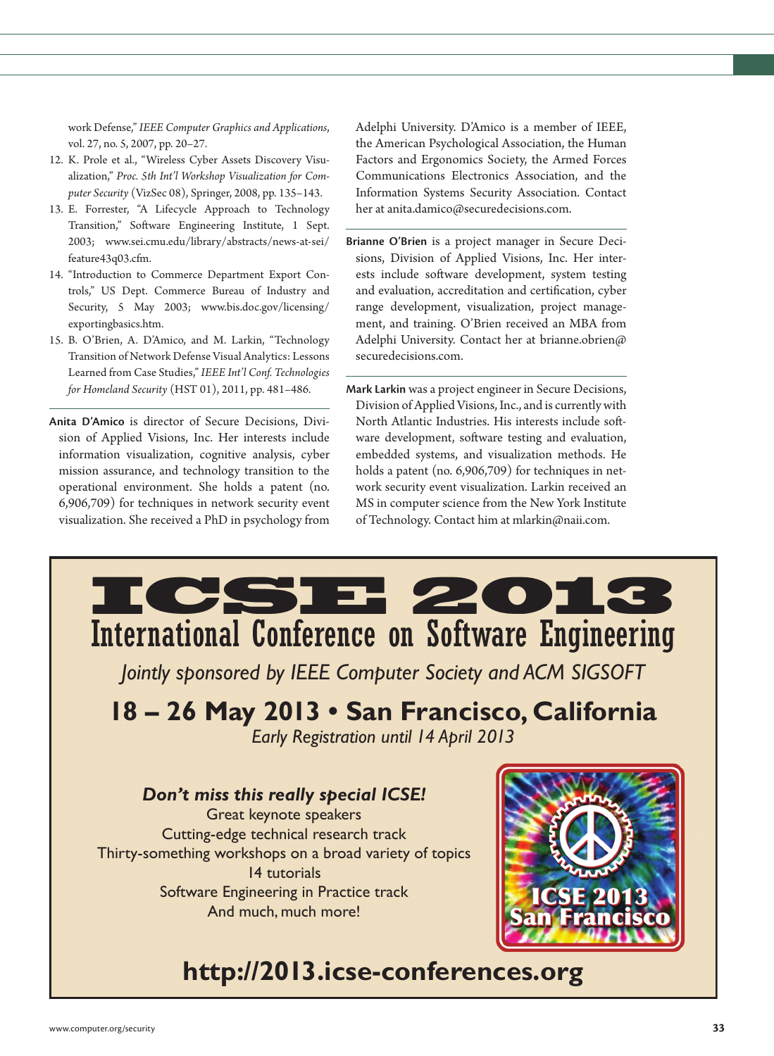work Defense," *IEEE Computer Graphics and Applications*, vol. 27, no. 5, 2007, pp. 20–27.

12. K. Prole et al., "Wireless Cyber Assets Discovery Visualization," *Proc. 5th Int'l Workshop Visualization for Computer Security* (VizSec 08), Springer, 2008, pp. 135–143.
13. E. Forrester, "A Lifecycle Approach to Technology Transition," Software Engineering Institute, 1 Sept. 2003; www.sei.cmu.edu/library/abstracts/news-at-sei/feature43q03.cfm.
14. "Introduction to Commerce Department Export Controls," US Dept. Commerce Bureau of Industry and Security, 5 May 2003; www.bis.doc.gov/licensing/exportingbasics.htm.
15. B. O'Brien, A. D'Amico, and M. Larkin, "Technology Transition of Network Defense Visual Analytics: Lessons Learned from Case Studies," *IEEE Int'l Conf. Technologies for Homeland Security* (HST 01), 2011, pp. 481–486.

---

**Anita D'Amico** is director of Secure Decisions, Division of Applied Visions, Inc. Her interests include information visualization, cognitive analysis, cyber mission assurance, and technology transition to the operational environment. She holds a patent (no. 6,906,709) for techniques in network security event visualization. She received a PhD in psychology from Adelphi University. D'Amico is a member of IEEE, the American Psychological Association, the Human Factors and Ergonomics Society, the Armed Forces Communications Electronics Association, and the Information Systems Security Association. Contact her at anita.damico@securedecisions.com.

---

**Brianne O'Brien** is a project manager in Secure Decisions, Division of Applied Visions, Inc. Her interests include software development, system testing and evaluation, accreditation and certification, cyber range development, visualization, project management, and training. O'Brien received an MBA from Adelphi University. Contact her at brianne.obrien@securedecisions.com.

---

**Mark Larkin** was a project engineer in Secure Decisions, Division of Applied Visions, Inc., and is currently with North Atlantic Industries. His interests include software development, software testing and evaluation, embedded systems, and visualization methods. He holds a patent (no. 6,906,709) for techniques in network security event visualization. Larkin received an MS in computer science from the New York Institute of Technology. Contact him at mlarkin@naii.com.

---

# ICSE 2013

## International Conference on Software Engineering

*Jointly sponsored by IEEE Computer Society and ACM SIGSOFT*

### 18 – 26 May 2013 • San Francisco, California

*Early Registration until 14 April 2013*

***Don't miss this really special ICSE!***

Great keynote speakers
Cutting-edge technical research track
Thirty-something workshops on a broad variety of topics
14 tutorials
Software Engineering in Practice track
And much, much more!

ICSE 2013
San Francisco

### http://2013.icse-conferences.org